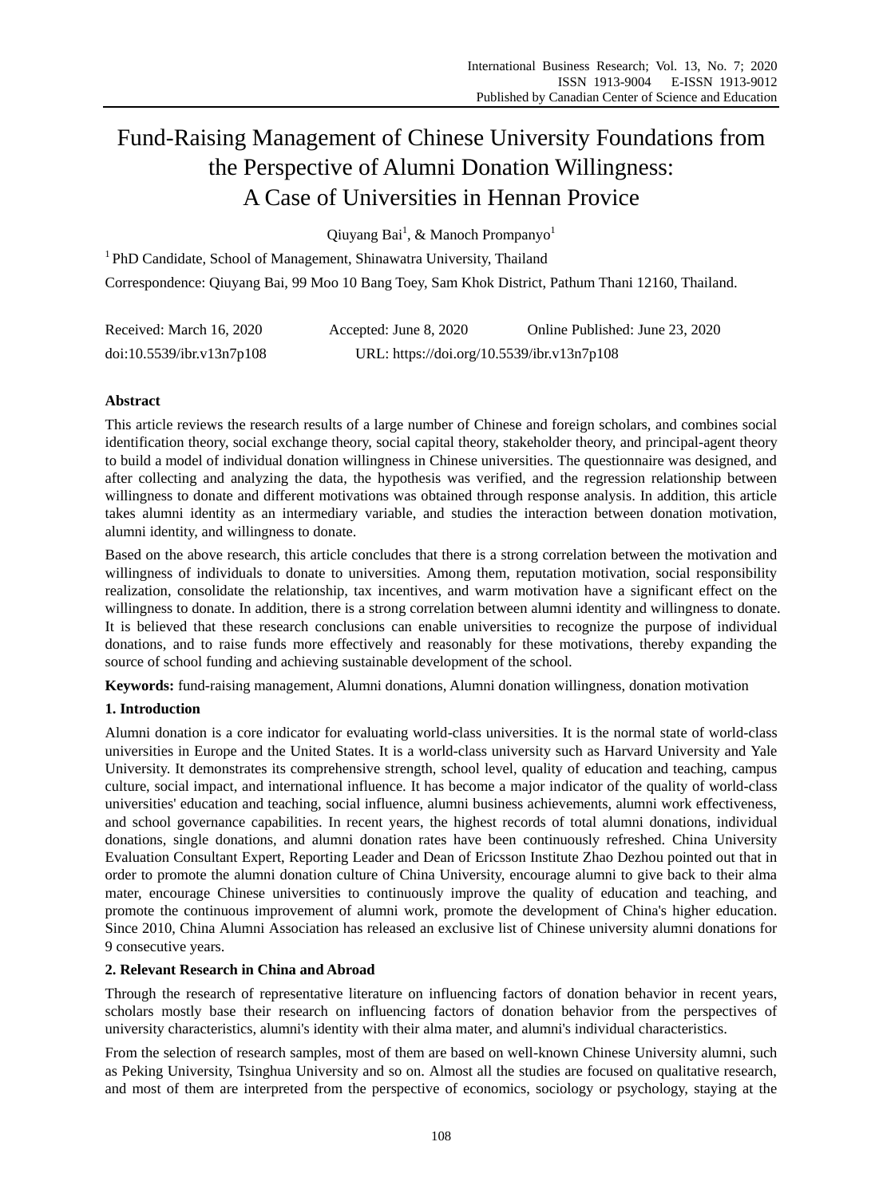# Fund-Raising Management of Chinese University Foundations from the Perspective of Alumni Donation Willingness: A Case of Universities in Hennan Provice

Qiuyang Bai[1], & Manoch Prompanyo[1]

[1] PhD Candidate, School of Management, Shinawatra University, Thailand

Correspondence: Qiuyang Bai, 99 Moo 10 Bang Toey, Sam Khok District, Pathum Thani 12160, Thailand.

Received: March 16, 2020 Accepted: June 8, 2020 Online Published: June 23, 2020

doi:10.5539/ibr.v13n7p108 URL: https://doi.org/10.5539/ibr.v13n7p108

## Abstract

This article reviews the research results of a large number of Chinese and foreign scholars, and combines social identification theory, social exchange theory, social capital theory, stakeholder theory, and principal-agent theory to build a model of individual donation willingness in Chinese universities. The questionnaire was designed, and after collecting and analyzing the data, the hypothesis was verified, and the regression relationship between willingness to donate and different motivations was obtained through response analysis. In addition, this article takes alumni identity as an intermediary variable, and studies the interaction between donation motivation, alumni identity, and willingness to donate.

Based on the above research, this article concludes that there is a strong correlation between the motivation and willingness of individuals to donate to universities. Among them, reputation motivation, social responsibility realization, consolidate the relationship, tax incentives, and warm motivation have a significant effect on the willingness to donate. In addition, there is a strong correlation between alumni identity and willingness to donate. It is believed that these research conclusions can enable universities to recognize the purpose of individual donations, and to raise funds more effectively and reasonably for these motivations, thereby expanding the source of school funding and achieving sustainable development of the school.

**Keywords:** fund-raising management, Alumni donations, Alumni donation willingness, donation motivation

## 1. Introduction

Alumni donation is a core indicator for evaluating world-class universities. It is the normal state of world-class universities in Europe and the United States. It is a world-class university such as Harvard University and Yale University. It demonstrates its comprehensive strength, school level, quality of education and teaching, campus culture, social impact, and international influence. It has become a major indicator of the quality of world-class universities' education and teaching, social influence, alumni business achievements, alumni work effectiveness, and school governance capabilities. In recent years, the highest records of total alumni donations, individual donations, single donations, and alumni donation rates have been continuously refreshed. China University Evaluation Consultant Expert, Reporting Leader and Dean of Ericsson Institute Zhao Dezhou pointed out that in order to promote the alumni donation culture of China University, encourage alumni to give back to their alma mater, encourage Chinese universities to continuously improve the quality of education and teaching, and promote the continuous improvement of alumni work, promote the development of China's higher education. Since 2010, China Alumni Association has released an exclusive list of Chinese university alumni donations for 9 consecutive years.

## 2. Relevant Research in China and Abroad

Through the research of representative literature on influencing factors of donation behavior in recent years, scholars mostly base their research on influencing factors of donation behavior from the perspectives of university characteristics, alumni's identity with their alma mater, and alumni's individual characteristics.

From the selection of research samples, most of them are based on well-known Chinese University alumni, such as Peking University, Tsinghua University and so on. Almost all the studies are focused on qualitative research, and most of them are interpreted from the perspective of economics, sociology or psychology, staying at the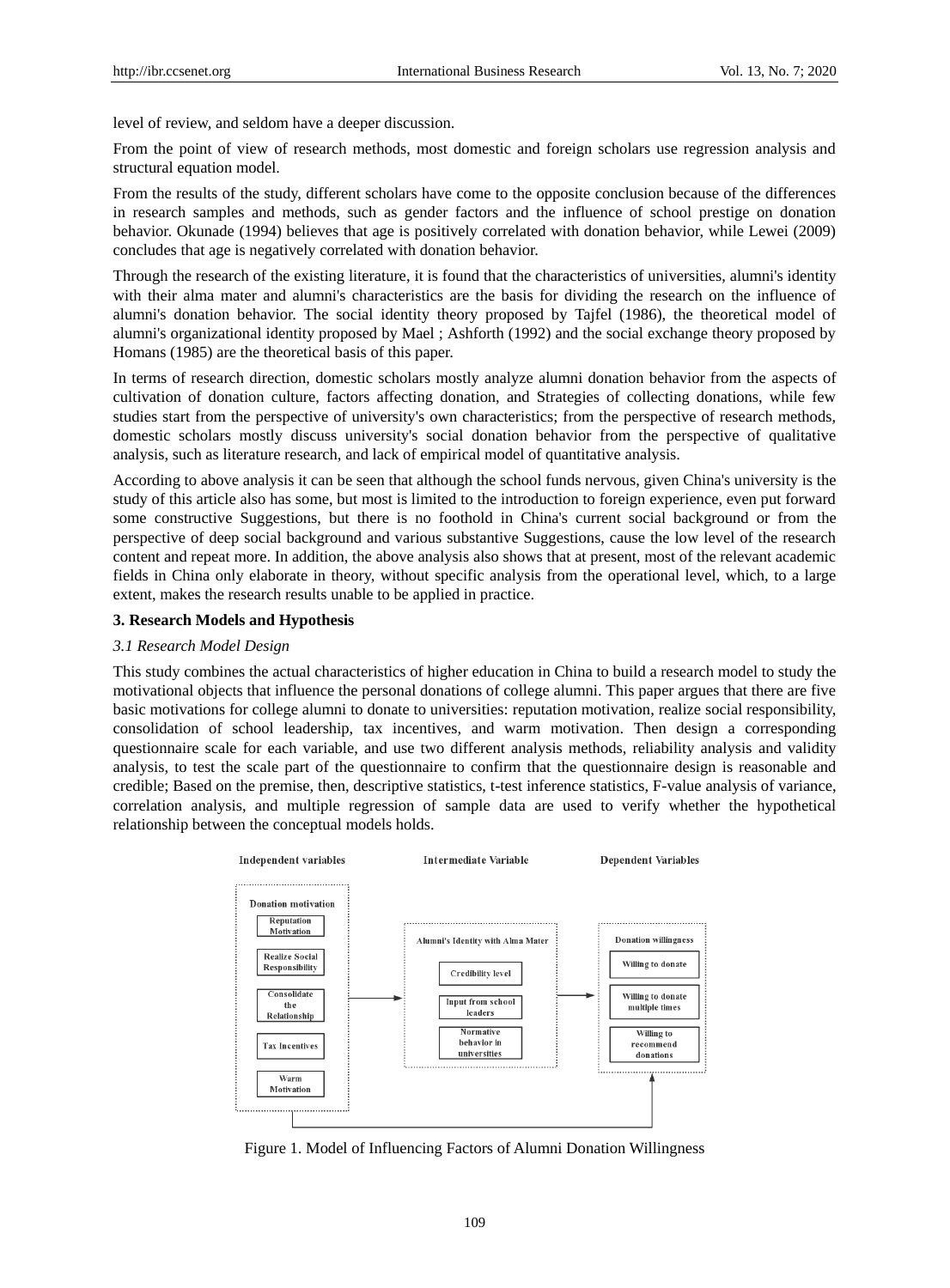level of review, and seldom have a deeper discussion.

From the point of view of research methods, most domestic and foreign scholars use regression analysis and structural equation model.

From the results of the study, different scholars have come to the opposite conclusion because of the differences in research samples and methods, such as gender factors and the influence of school prestige on donation behavior. Okunade (1994) believes that age is positively correlated with donation behavior, while Lewei (2009) concludes that age is negatively correlated with donation behavior.

Through the research of the existing literature, it is found that the characteristics of universities, alumni's identity with their alma mater and alumni's characteristics are the basis for dividing the research on the influence of alumni's donation behavior. The social identity theory proposed by Tajfel (1986), the theoretical model of alumni's organizational identity proposed by Mael ; Ashforth (1992) and the social exchange theory proposed by Homans (1985) are the theoretical basis of this paper.

In terms of research direction, domestic scholars mostly analyze alumni donation behavior from the aspects of cultivation of donation culture, factors affecting donation, and Strategies of collecting donations, while few studies start from the perspective of university's own characteristics; from the perspective of research methods, domestic scholars mostly discuss university's social donation behavior from the perspective of qualitative analysis, such as literature research, and lack of empirical model of quantitative analysis.

According to above analysis it can be seen that although the school funds nervous, given China's university is the study of this article also has some, but most is limited to the introduction to foreign experience, even put forward some constructive Suggestions, but there is no foothold in China's current social background or from the perspective of deep social background and various substantive Suggestions, cause the low level of the research content and repeat more. In addition, the above analysis also shows that at present, most of the relevant academic fields in China only elaborate in theory, without specific analysis from the operational level, which, to a large extent, makes the research results unable to be applied in practice.

## 3. Research Models and Hypothesis

### *3.1 Research Model Design*

This study combines the actual characteristics of higher education in China to build a research model to study the motivational objects that influence the personal donations of college alumni. This paper argues that there are five basic motivations for college alumni to donate to universities: reputation motivation, realize social responsibility, consolidation of school leadership, tax incentives, and warm motivation. Then design a corresponding questionnaire scale for each variable, and use two different analysis methods, reliability analysis and validity analysis, to test the scale part of the questionnaire to confirm that the questionnaire design is reasonable and credible; Based on the premise, then, descriptive statistics, t-test inference statistics, F-value analysis of variance, correlation analysis, and multiple regression of sample data are used to verify whether the hypothetical relationship between the conceptual models holds.

Independent variables: Donation motivation — Reputation Motivation; Realize Social Responsibility; Consolidate the Relationship; Tax Incentives; Warm Motivation

Intermediate Variable: Alumni's Identity with Alma Mater — Credibility level; Input from school leaders; Normative behavior in universities

Dependent Variables: Donation willingness — Willing to donate; Willing to donate multiple times; Willing to recommend donations

Figure 1. Model of Influencing Factors of Alumni Donation Willingness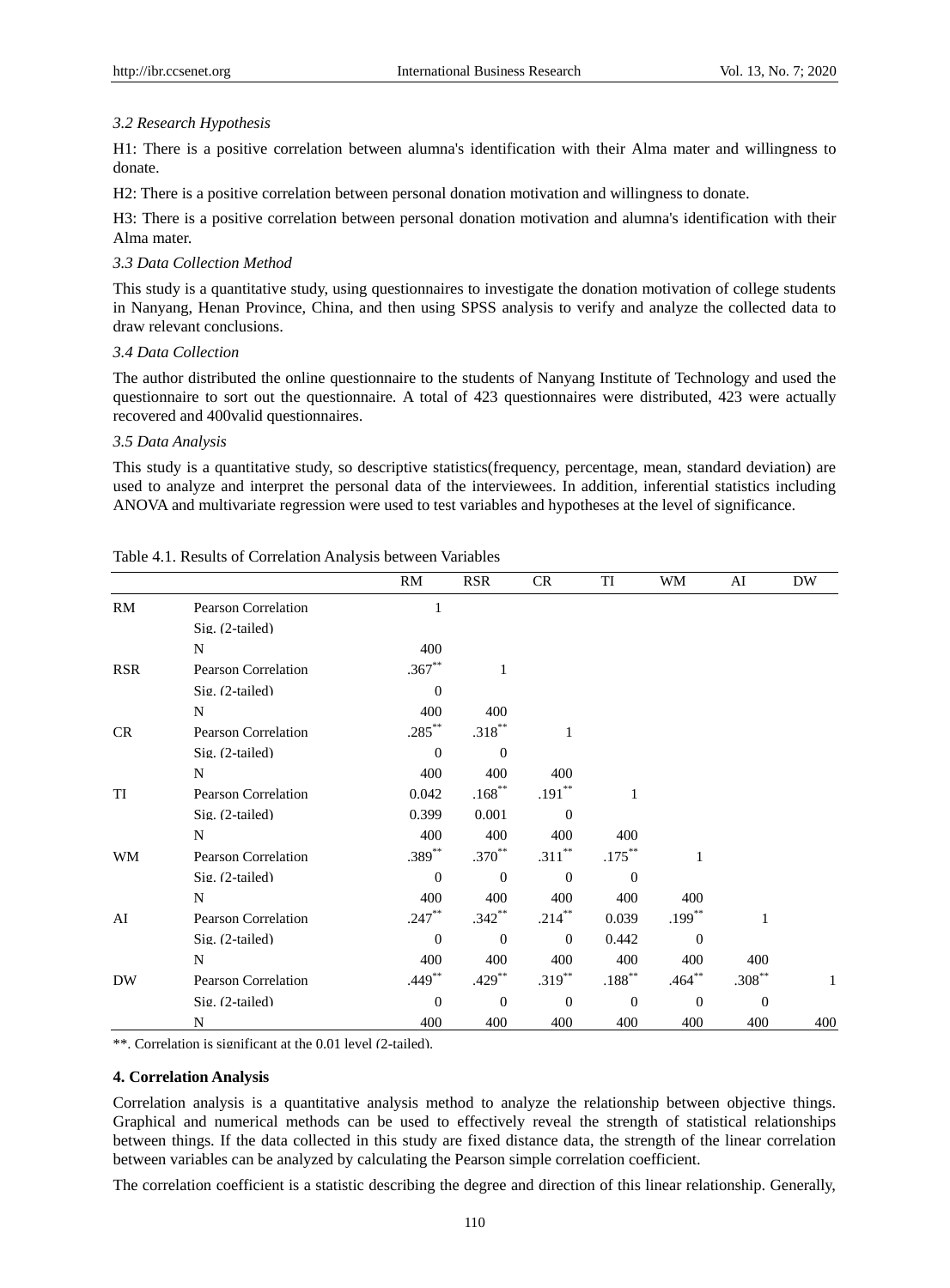*3.2 Research Hypothesis*

H1: There is a positive correlation between alumna's identification with their Alma mater and willingness to donate.

H2: There is a positive correlation between personal donation motivation and willingness to donate.

H3: There is a positive correlation between personal donation motivation and alumna's identification with their Alma mater.

*3.3 Data Collection Method*

This study is a quantitative study, using questionnaires to investigate the donation motivation of college students in Nanyang, Henan Province, China, and then using SPSS analysis to verify and analyze the collected data to draw relevant conclusions.

*3.4 Data Collection*

The author distributed the online questionnaire to the students of Nanyang Institute of Technology and used the questionnaire to sort out the questionnaire. A total of 423 questionnaires were distributed, 423 were actually recovered and 400valid questionnaires.

*3.5 Data Analysis*

This study is a quantitative study, so descriptive statistics(frequency, percentage, mean, standard deviation) are used to analyze and interpret the personal data of the interviewees. In addition, inferential statistics including ANOVA and multivariate regression were used to test variables and hypotheses at the level of significance.

Table 4.1. Results of Correlation Analysis between Variables

| | | RM | RSR | CR | TI | WM | AI | DW |
|---|---|---|---|---|---|---|---|---|
| RM | Pearson Correlation | 1 | | | | | | |
| | Sig. (2-tailed) | | | | | | | |
| | N | 400 | | | | | | |
| RSR | Pearson Correlation | .367** | 1 | | | | | |
| | Sig. (2-tailed) | 0 | | | | | | |
| | N | 400 | 400 | | | | | |
| CR | Pearson Correlation | .285** | .318** | 1 | | | | |
| | Sig. (2-tailed) | 0 | 0 | | | | | |
| | N | 400 | 400 | 400 | | | | |
| TI | Pearson Correlation | 0.042 | .168** | .191** | 1 | | | |
| | Sig. (2-tailed) | 0.399 | 0.001 | 0 | | | | |
| | N | 400 | 400 | 400 | 400 | | | |
| WM | Pearson Correlation | .389** | .370** | .311** | .175** | 1 | | |
| | Sig. (2-tailed) | 0 | 0 | 0 | 0 | | | |
| | N | 400 | 400 | 400 | 400 | 400 | | |
| AI | Pearson Correlation | .247** | .342** | .214** | 0.039 | .199** | 1 | |
| | Sig. (2-tailed) | 0 | 0 | 0 | 0.442 | 0 | | |
| | N | 400 | 400 | 400 | 400 | 400 | 400 | |
| DW | Pearson Correlation | .449** | .429** | .319** | .188** | .464** | .308** | 1 |
| | Sig. (2-tailed) | 0 | 0 | 0 | 0 | 0 | 0 | |
| | N | 400 | 400 | 400 | 400 | 400 | 400 | 400 |

**. Correlation is significant at the 0.01 level (2-tailed).

## 4. Correlation Analysis

Correlation analysis is a quantitative analysis method to analyze the relationship between objective things. Graphical and numerical methods can be used to effectively reveal the strength of statistical relationships between things. If the data collected in this study are fixed distance data, the strength of the linear correlation between variables can be analyzed by calculating the Pearson simple correlation coefficient.

The correlation coefficient is a statistic describing the degree and direction of this linear relationship. Generally,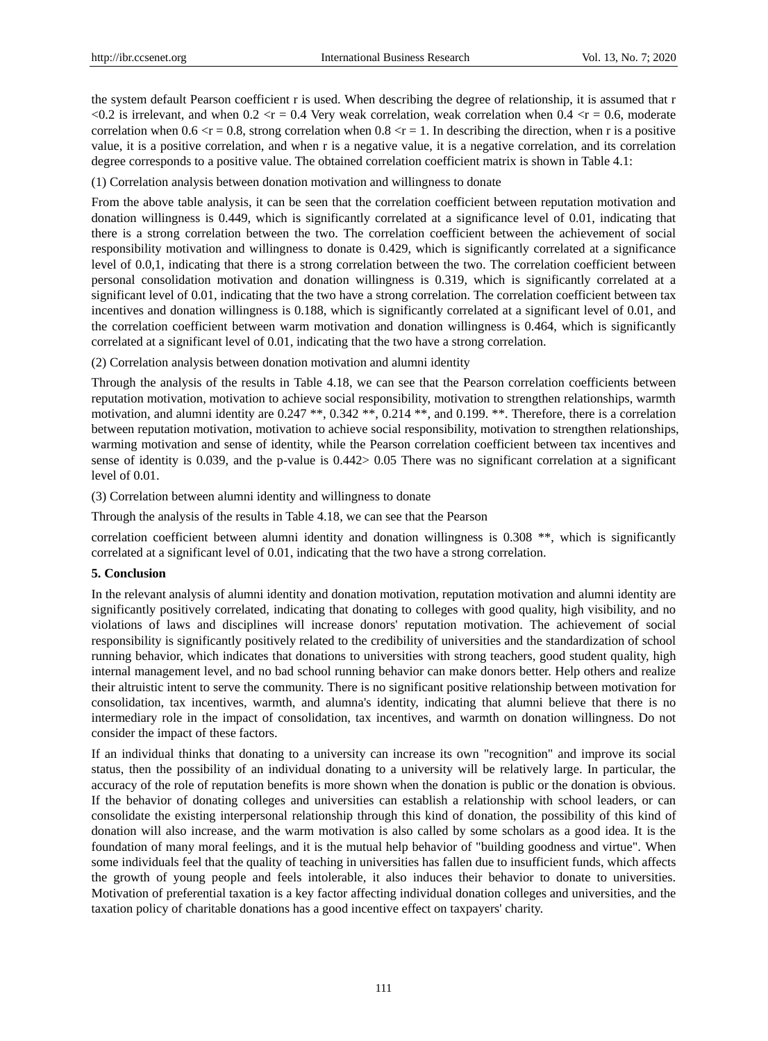the system default Pearson coefficient r is used. When describing the degree of relationship, it is assumed that r <0.2 is irrelevant, and when 0.2 <r = 0.4 Very weak correlation, weak correlation when 0.4 <r = 0.6, moderate correlation when 0.6 <r = 0.8, strong correlation when 0.8 <r = 1. In describing the direction, when r is a positive value, it is a positive correlation, and when r is a negative value, it is a negative correlation, and its correlation degree corresponds to a positive value. The obtained correlation coefficient matrix is shown in Table 4.1:

(1) Correlation analysis between donation motivation and willingness to donate

From the above table analysis, it can be seen that the correlation coefficient between reputation motivation and donation willingness is 0.449, which is significantly correlated at a significance level of 0.01, indicating that there is a strong correlation between the two. The correlation coefficient between the achievement of social responsibility motivation and willingness to donate is 0.429, which is significantly correlated at a significance level of 0.0,1, indicating that there is a strong correlation between the two. The correlation coefficient between personal consolidation motivation and donation willingness is 0.319, which is significantly correlated at a significant level of 0.01, indicating that the two have a strong correlation. The correlation coefficient between tax incentives and donation willingness is 0.188, which is significantly correlated at a significant level of 0.01, and the correlation coefficient between warm motivation and donation willingness is 0.464, which is significantly correlated at a significant level of 0.01, indicating that the two have a strong correlation.

(2) Correlation analysis between donation motivation and alumni identity

Through the analysis of the results in Table 4.18, we can see that the Pearson correlation coefficients between reputation motivation, motivation to achieve social responsibility, motivation to strengthen relationships, warmth motivation, and alumni identity are 0.247 **, 0.342 **, 0.214 **, and 0.199. **. Therefore, there is a correlation between reputation motivation, motivation to achieve social responsibility, motivation to strengthen relationships, warming motivation and sense of identity, while the Pearson correlation coefficient between tax incentives and sense of identity is 0.039, and the p-value is 0.442> 0.05 There was no significant correlation at a significant level of 0.01.

(3) Correlation between alumni identity and willingness to donate

Through the analysis of the results in Table 4.18, we can see that the Pearson

correlation coefficient between alumni identity and donation willingness is 0.308 **, which is significantly correlated at a significant level of 0.01, indicating that the two have a strong correlation.

## 5. Conclusion

In the relevant analysis of alumni identity and donation motivation, reputation motivation and alumni identity are significantly positively correlated, indicating that donating to colleges with good quality, high visibility, and no violations of laws and disciplines will increase donors' reputation motivation. The achievement of social responsibility is significantly positively related to the credibility of universities and the standardization of school running behavior, which indicates that donations to universities with strong teachers, good student quality, high internal management level, and no bad school running behavior can make donors better. Help others and realize their altruistic intent to serve the community. There is no significant positive relationship between motivation for consolidation, tax incentives, warmth, and alumna's identity, indicating that alumni believe that there is no intermediary role in the impact of consolidation, tax incentives, and warmth on donation willingness. Do not consider the impact of these factors.

If an individual thinks that donating to a university can increase its own "recognition" and improve its social status, then the possibility of an individual donating to a university will be relatively large. In particular, the accuracy of the role of reputation benefits is more shown when the donation is public or the donation is obvious. If the behavior of donating colleges and universities can establish a relationship with school leaders, or can consolidate the existing interpersonal relationship through this kind of donation, the possibility of this kind of donation will also increase, and the warm motivation is also called by some scholars as a good idea. It is the foundation of many moral feelings, and it is the mutual help behavior of "building goodness and virtue". When some individuals feel that the quality of teaching in universities has fallen due to insufficient funds, which affects the growth of young people and feels intolerable, it also induces their behavior to donate to universities. Motivation of preferential taxation is a key factor affecting individual donation colleges and universities, and the taxation policy of charitable donations has a good incentive effect on taxpayers' charity.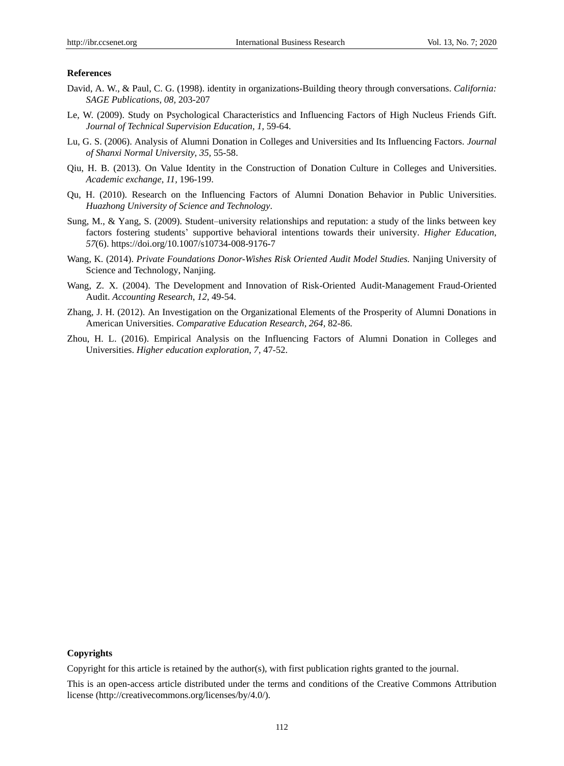## References

David, A. W., & Paul, C. G. (1998). identity in organizations-Building theory through conversations. *California: SAGE Publications, 08,* 203-207

Le, W. (2009). Study on Psychological Characteristics and Influencing Factors of High Nucleus Friends Gift. *Journal of Technical Supervision Education, 1,* 59-64.

Lu, G. S. (2006). Analysis of Alumni Donation in Colleges and Universities and Its Influencing Factors. *Journal of Shanxi Normal University, 35,* 55-58.

Qiu, H. B. (2013). On Value Identity in the Construction of Donation Culture in Colleges and Universities. *Academic exchange, 11,* 196-199.

Qu, H. (2010). Research on the Influencing Factors of Alumni Donation Behavior in Public Universities. *Huazhong University of Science and Technology*.

Sung, M., & Yang, S. (2009). Student–university relationships and reputation: a study of the links between key factors fostering students' supportive behavioral intentions towards their university. *Higher Education, 57*(6). https://doi.org/10.1007/s10734-008-9176-7

Wang, K. (2014). *Private Foundations Donor-Wishes Risk Oriented Audit Model Studies.* Nanjing University of Science and Technology, Nanjing.

Wang, Z. X. (2004). The Development and Innovation of Risk-Oriented Audit-Management Fraud-Oriented Audit. *Accounting Research, 12,* 49-54.

Zhang, J. H. (2012). An Investigation on the Organizational Elements of the Prosperity of Alumni Donations in American Universities. *Comparative Education Research, 264,* 82-86.

Zhou, H. L. (2016). Empirical Analysis on the Influencing Factors of Alumni Donation in Colleges and Universities. *Higher education exploration, 7,* 47-52.

## Copyrights

Copyright for this article is retained by the author(s), with first publication rights granted to the journal.

This is an open-access article distributed under the terms and conditions of the Creative Commons Attribution license (http://creativecommons.org/licenses/by/4.0/).